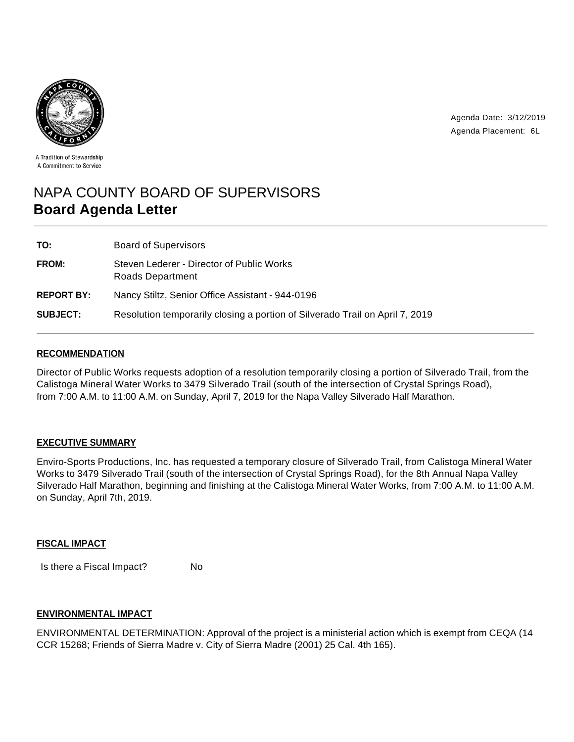A Tradition of Stewardship
A Commitment to Service

Agenda Date: 3/12/2019
Agenda Placement: 6L

# NAPA COUNTY BOARD OF SUPERVISORS
# **Board Agenda Letter**

| | |
|---|---|
| **TO:** | Board of Supervisors |
| **FROM:** | Steven Lederer - Director of Public Works<br>Roads Department |
| **REPORT BY:** | Nancy Stiltz, Senior Office Assistant - 944-0196 |
| **SUBJECT:** | Resolution temporarily closing a portion of Silverado Trail on April 7, 2019 |

## RECOMMENDATION

Director of Public Works requests adoption of a resolution temporarily closing a portion of Silverado Trail, from the Calistoga Mineral Water Works to 3479 Silverado Trail (south of the intersection of Crystal Springs Road), from 7:00 A.M. to 11:00 A.M. on Sunday, April 7, 2019 for the Napa Valley Silverado Half Marathon.

## EXECUTIVE SUMMARY

Enviro-Sports Productions, Inc. has requested a temporary closure of Silverado Trail, from Calistoga Mineral Water Works to 3479 Silverado Trail (south of the intersection of Crystal Springs Road), for the 8th Annual Napa Valley Silverado Half Marathon, beginning and finishing at the Calistoga Mineral Water Works, from 7:00 A.M. to 11:00 A.M. on Sunday, April 7th, 2019.

## FISCAL IMPACT

Is there a Fiscal Impact? No

## ENVIRONMENTAL IMPACT

ENVIRONMENTAL DETERMINATION: Approval of the project is a ministerial action which is exempt from CEQA (14 CCR 15268; Friends of Sierra Madre v. City of Sierra Madre (2001) 25 Cal. 4th 165).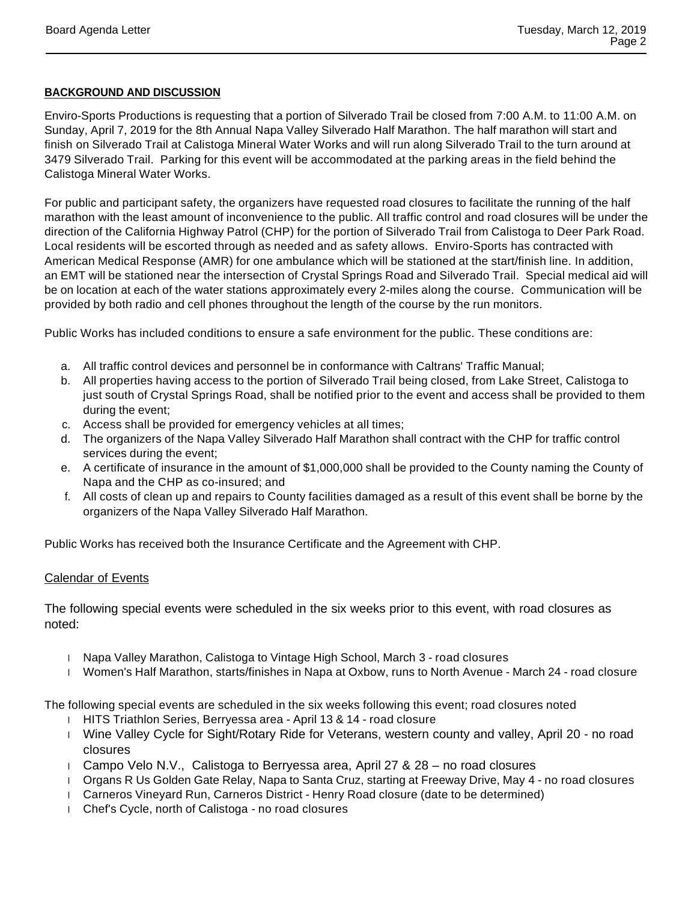**BACKGROUND AND DISCUSSION**

Enviro-Sports Productions is requesting that a portion of Silverado Trail be closed from 7:00 A.M. to 11:00 A.M. on Sunday, April 7, 2019 for the 8th Annual Napa Valley Silverado Half Marathon. The half marathon will start and finish on Silverado Trail at Calistoga Mineral Water Works and will run along Silverado Trail to the turn around at 3479 Silverado Trail. Parking for this event will be accommodated at the parking areas in the field behind the Calistoga Mineral Water Works.

For public and participant safety, the organizers have requested road closures to facilitate the running of the half marathon with the least amount of inconvenience to the public. All traffic control and road closures will be under the direction of the California Highway Patrol (CHP) for the portion of Silverado Trail from Calistoga to Deer Park Road. Local residents will be escorted through as needed and as safety allows. Enviro-Sports has contracted with American Medical Response (AMR) for one ambulance which will be stationed at the start/finish line. In addition, an EMT will be stationed near the intersection of Crystal Springs Road and Silverado Trail. Special medical aid will be on location at each of the water stations approximately every 2-miles along the course. Communication will be provided by both radio and cell phones throughout the length of the course by the run monitors.

Public Works has included conditions to ensure a safe environment for the public. These conditions are:

a. All traffic control devices and personnel be in conformance with Caltrans' Traffic Manual;
b. All properties having access to the portion of Silverado Trail being closed, from Lake Street, Calistoga to just south of Crystal Springs Road, shall be notified prior to the event and access shall be provided to them during the event;
c. Access shall be provided for emergency vehicles at all times;
d. The organizers of the Napa Valley Silverado Half Marathon shall contract with the CHP for traffic control services during the event;
e. A certificate of insurance in the amount of $1,000,000 shall be provided to the County naming the County of Napa and the CHP as co-insured; and
f. All costs of clean up and repairs to County facilities damaged as a result of this event shall be borne by the organizers of the Napa Valley Silverado Half Marathon.

Public Works has received both the Insurance Certificate and the Agreement with CHP.

Calendar of Events

The following special events were scheduled in the six weeks prior to this event, with road closures as noted:

- Napa Valley Marathon, Calistoga to Vintage High School, March 3 - road closures
- Women's Half Marathon, starts/finishes in Napa at Oxbow, runs to North Avenue - March 24 - road closure

The following special events are scheduled in the six weeks following this event; road closures noted

- HITS Triathlon Series, Berryessa area - April 13 & 14 - road closure
- Wine Valley Cycle for Sight/Rotary Ride for Veterans, western county and valley, April 20 - no road closures
- Campo Velo N.V., Calistoga to Berryessa area, April 27 & 28 – no road closures
- Organs R Us Golden Gate Relay, Napa to Santa Cruz, starting at Freeway Drive, May 4 - no road closures
- Carneros Vineyard Run, Carneros District - Henry Road closure (date to be determined)
- Chef's Cycle, north of Calistoga - no road closures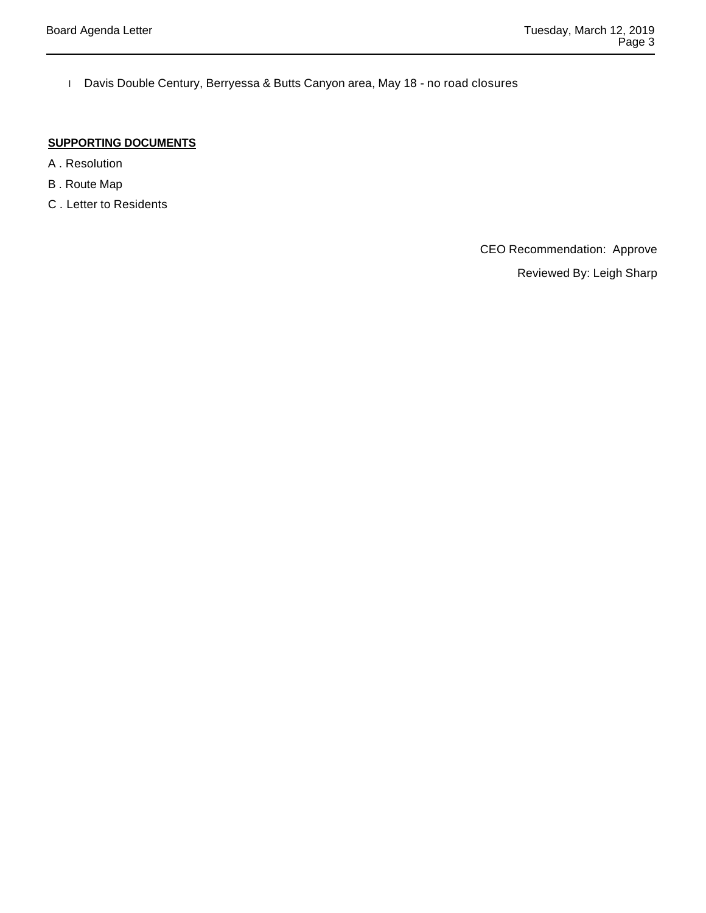- Davis Double Century, Berryessa & Butts Canyon area, May 18 - no road closures

**SUPPORTING DOCUMENTS**

A . Resolution

B . Route Map

C . Letter to Residents

CEO Recommendation: Approve

Reviewed By: Leigh Sharp